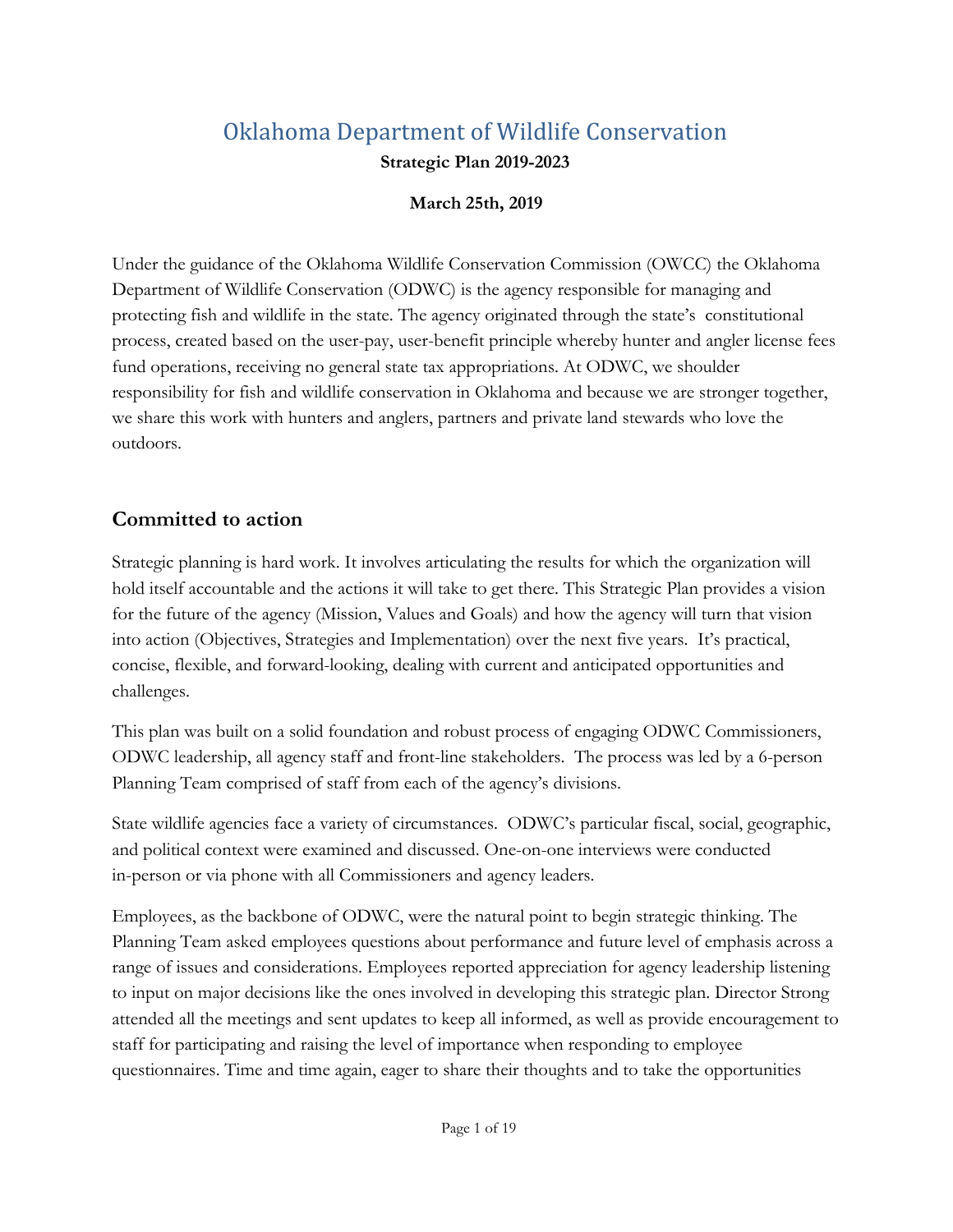# Oklahoma Department of Wildlife Conservation

**Strategic Plan 2019-2023**

**March 25th, 2019**

Under the guidance of the Oklahoma Wildlife Conservation Commission (OWCC) the Oklahoma Department of Wildlife Conservation (ODWC) is the agency responsible for managing and protecting fish and wildlife in the state. The agency originated through the state's constitutional process, created based on the user-pay, user-benefit principle whereby hunter and angler license fees fund operations, receiving no general state tax appropriations. At ODWC, we shoulder responsibility for fish and wildlife conservation in Oklahoma and because we are stronger together, we share this work with hunters and anglers, partners and private land stewards who love the outdoors.

## Committed to action

Strategic planning is hard work. It involves articulating the results for which the organization will hold itself accountable and the actions it will take to get there. This Strategic Plan provides a vision for the future of the agency (Mission, Values and Goals) and how the agency will turn that vision into action (Objectives, Strategies and Implementation) over the next five years. It's practical, concise, flexible, and forward-looking, dealing with current and anticipated opportunities and challenges.

This plan was built on a solid foundation and robust process of engaging ODWC Commissioners, ODWC leadership, all agency staff and front-line stakeholders. The process was led by a 6-person Planning Team comprised of staff from each of the agency's divisions.

State wildlife agencies face a variety of circumstances. ODWC's particular fiscal, social, geographic, and political context were examined and discussed. One-on-one interviews were conducted in-person or via phone with all Commissioners and agency leaders.

Employees, as the backbone of ODWC, were the natural point to begin strategic thinking. The Planning Team asked employees questions about performance and future level of emphasis across a range of issues and considerations. Employees reported appreciation for agency leadership listening to input on major decisions like the ones involved in developing this strategic plan. Director Strong attended all the meetings and sent updates to keep all informed, as well as provide encouragement to staff for participating and raising the level of importance when responding to employee questionnaires. Time and time again, eager to share their thoughts and to take the opportunities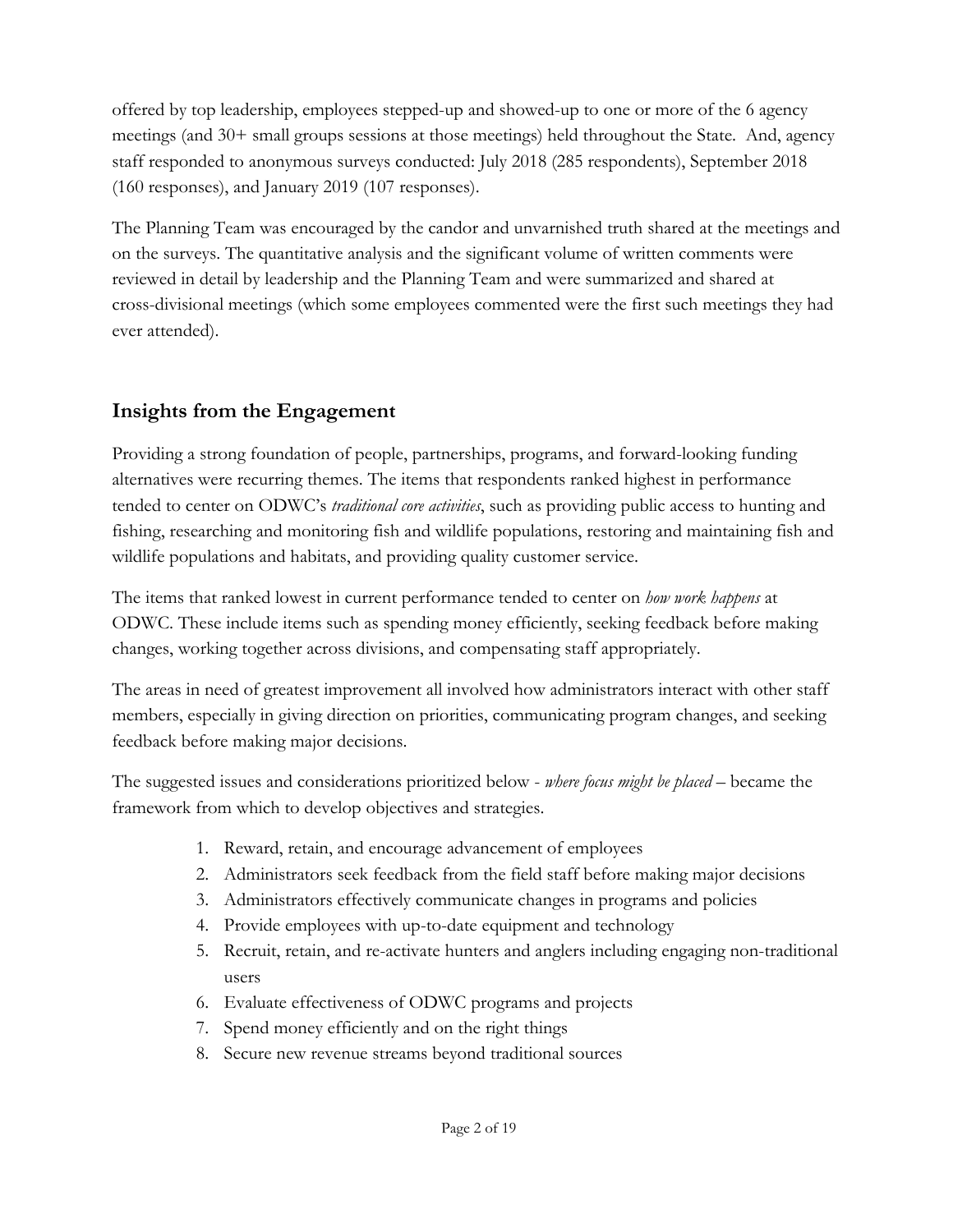offered by top leadership, employees stepped-up and showed-up to one or more of the 6 agency meetings (and 30+ small groups sessions at those meetings) held throughout the State. And, agency staff responded to anonymous surveys conducted: July 2018 (285 respondents), September 2018 (160 responses), and January 2019 (107 responses).

The Planning Team was encouraged by the candor and unvarnished truth shared at the meetings and on the surveys. The quantitative analysis and the significant volume of written comments were reviewed in detail by leadership and the Planning Team and were summarized and shared at cross-divisional meetings (which some employees commented were the first such meetings they had ever attended).

## Insights from the Engagement

Providing a strong foundation of people, partnerships, programs, and forward-looking funding alternatives were recurring themes. The items that respondents ranked highest in performance tended to center on ODWC's *traditional core activities*, such as providing public access to hunting and fishing, researching and monitoring fish and wildlife populations, restoring and maintaining fish and wildlife populations and habitats, and providing quality customer service.

The items that ranked lowest in current performance tended to center on *how work happens* at ODWC. These include items such as spending money efficiently, seeking feedback before making changes, working together across divisions, and compensating staff appropriately.

The areas in need of greatest improvement all involved how administrators interact with other staff members, especially in giving direction on priorities, communicating program changes, and seeking feedback before making major decisions.

The suggested issues and considerations prioritized below - *where focus might be placed* – became the framework from which to develop objectives and strategies.

1. Reward, retain, and encourage advancement of employees
2. Administrators seek feedback from the field staff before making major decisions
3. Administrators effectively communicate changes in programs and policies
4. Provide employees with up-to-date equipment and technology
5. Recruit, retain, and re-activate hunters and anglers including engaging non-traditional users
6. Evaluate effectiveness of ODWC programs and projects
7. Spend money efficiently and on the right things
8. Secure new revenue streams beyond traditional sources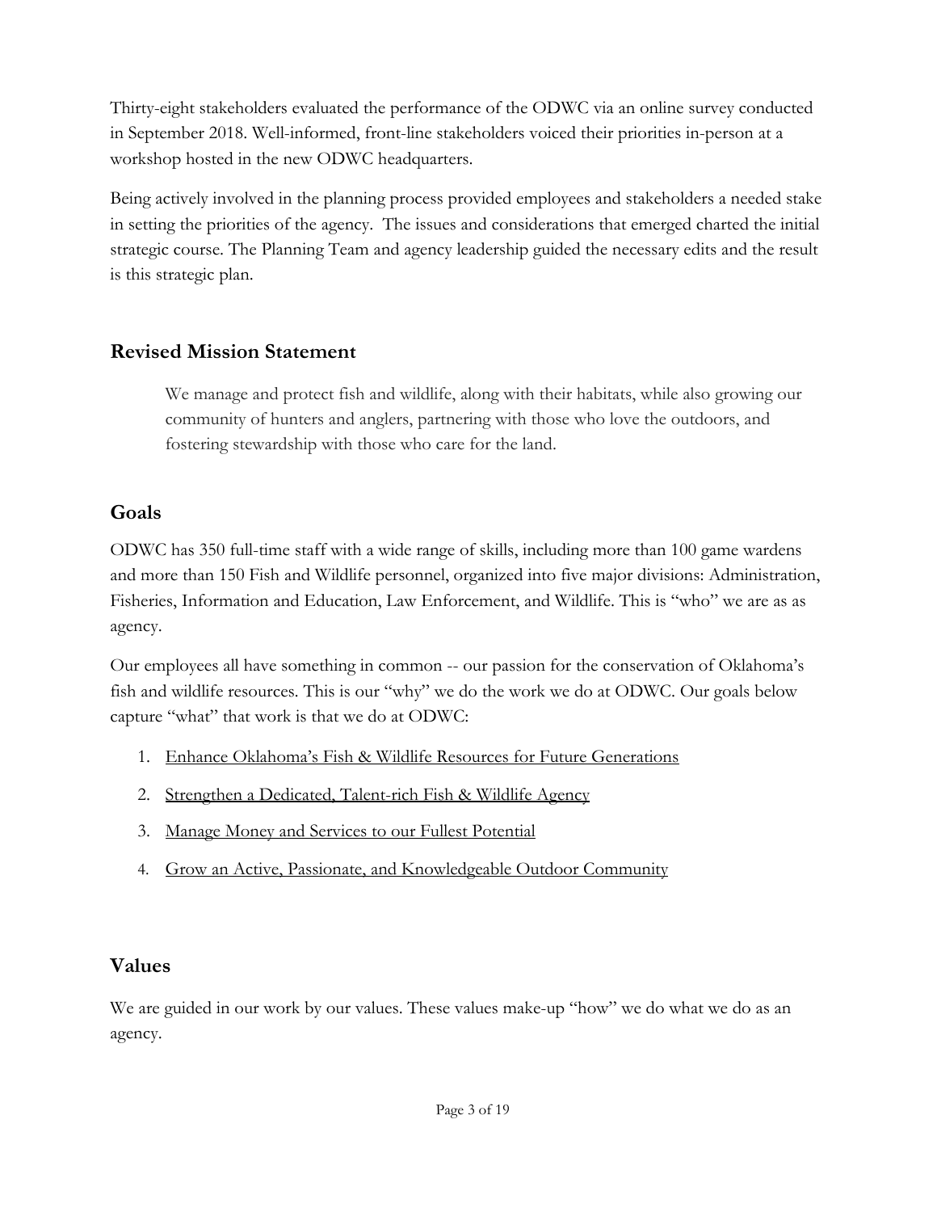Thirty-eight stakeholders evaluated the performance of the ODWC via an online survey conducted in September 2018. Well-informed, front-line stakeholders voiced their priorities in-person at a workshop hosted in the new ODWC headquarters.

Being actively involved in the planning process provided employees and stakeholders a needed stake in setting the priorities of the agency. The issues and considerations that emerged charted the initial strategic course. The Planning Team and agency leadership guided the necessary edits and the result is this strategic plan.

## Revised Mission Statement

> We manage and protect fish and wildlife, along with their habitats, while also growing our community of hunters and anglers, partnering with those who love the outdoors, and fostering stewardship with those who care for the land.

## Goals

ODWC has 350 full-time staff with a wide range of skills, including more than 100 game wardens and more than 150 Fish and Wildlife personnel, organized into five major divisions: Administration, Fisheries, Information and Education, Law Enforcement, and Wildlife. This is "who" we are as as agency.

Our employees all have something in common -- our passion for the conservation of Oklahoma's fish and wildlife resources. This is our "why" we do the work we do at ODWC. Our goals below capture "what" that work is that we do at ODWC:

1. Enhance Oklahoma's Fish & Wildlife Resources for Future Generations
2. Strengthen a Dedicated, Talent-rich Fish & Wildlife Agency
3. Manage Money and Services to our Fullest Potential
4. Grow an Active, Passionate, and Knowledgeable Outdoor Community

## Values

We are guided in our work by our values. These values make-up "how" we do what we do as an agency.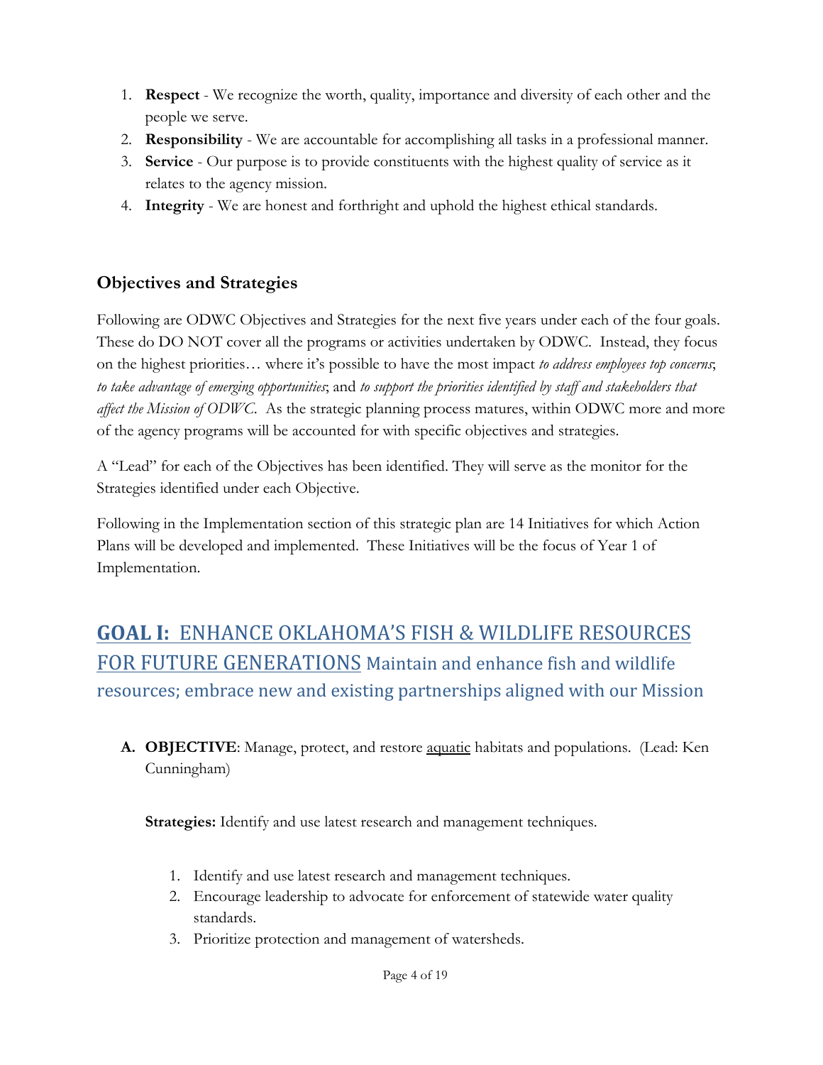1. **Respect** - We recognize the worth, quality, importance and diversity of each other and the people we serve.
2. **Responsibility** - We are accountable for accomplishing all tasks in a professional manner.
3. **Service** - Our purpose is to provide constituents with the highest quality of service as it relates to the agency mission.
4. **Integrity** - We are honest and forthright and uphold the highest ethical standards.

## Objectives and Strategies

Following are ODWC Objectives and Strategies for the next five years under each of the four goals. These do DO NOT cover all the programs or activities undertaken by ODWC. Instead, they focus on the highest priorities… where it's possible to have the most impact *to address employees top concerns*; *to take advantage of emerging opportunities*; and *to support the priorities identified by staff and stakeholders that affect the Mission of ODWC*. As the strategic planning process matures, within ODWC more and more of the agency programs will be accounted for with specific objectives and strategies.

A "Lead" for each of the Objectives has been identified. They will serve as the monitor for the Strategies identified under each Objective.

Following in the Implementation section of this strategic plan are 14 Initiatives for which Action Plans will be developed and implemented. These Initiatives will be the focus of Year 1 of Implementation.

## GOAL I: ENHANCE OKLAHOMA'S FISH & WILDLIFE RESOURCES FOR FUTURE GENERATIONS Maintain and enhance fish and wildlife resources; embrace new and existing partnerships aligned with our Mission

**A. OBJECTIVE**: Manage, protect, and restore aquatic habitats and populations. (Lead: Ken Cunningham)

**Strategies:** Identify and use latest research and management techniques.

1. Identify and use latest research and management techniques.
2. Encourage leadership to advocate for enforcement of statewide water quality standards.
3. Prioritize protection and management of watersheds.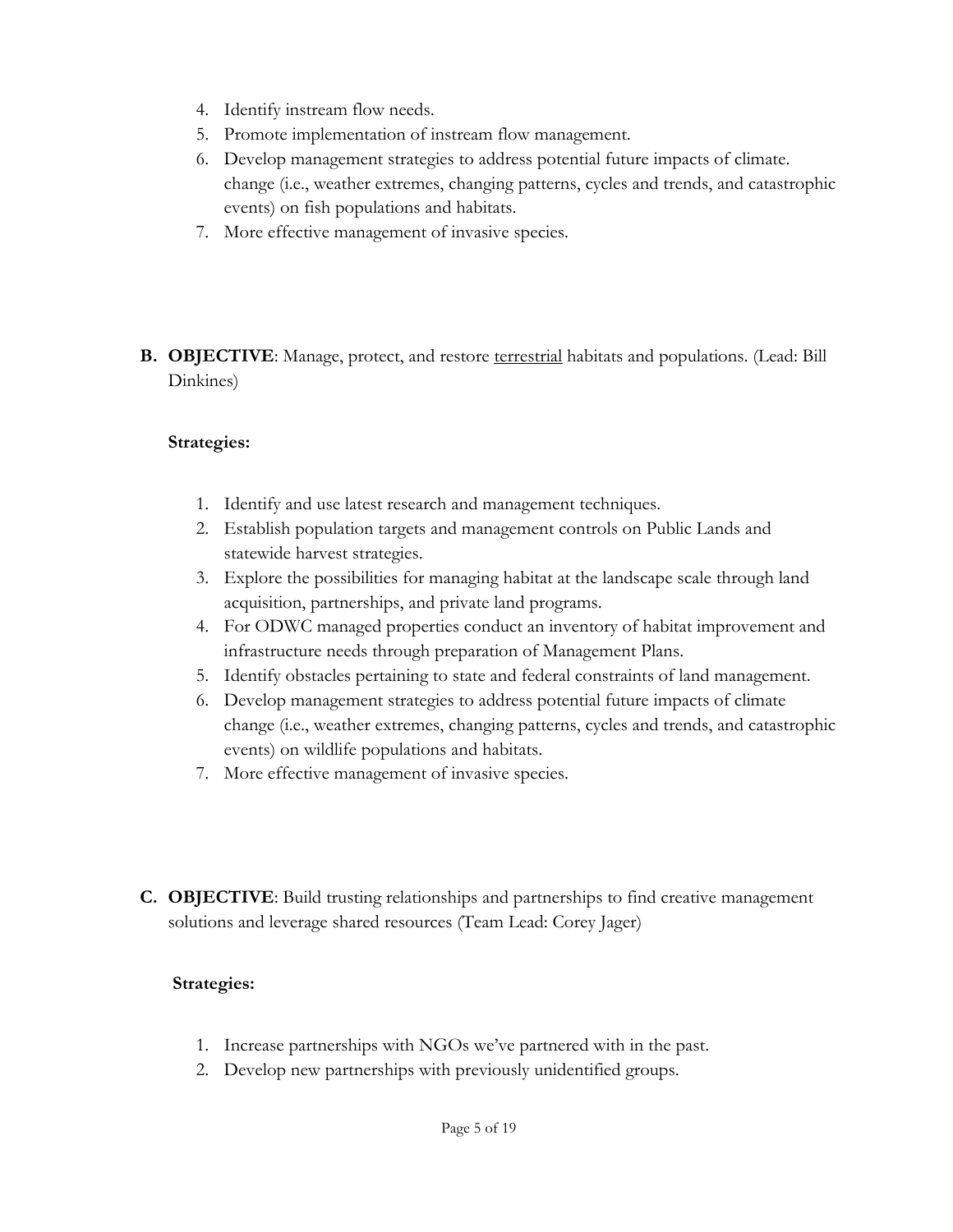4. Identify instream flow needs.
5. Promote implementation of instream flow management.
6. Develop management strategies to address potential future impacts of climate. change (i.e., weather extremes, changing patterns, cycles and trends, and catastrophic events) on fish populations and habitats.
7. More effective management of invasive species.

**B. OBJECTIVE**: Manage, protect, and restore <u>terrestrial</u> habitats and populations. (Lead: Bill Dinkines)

**Strategies:**

1. Identify and use latest research and management techniques.
2. Establish population targets and management controls on Public Lands and statewide harvest strategies.
3. Explore the possibilities for managing habitat at the landscape scale through land acquisition, partnerships, and private land programs.
4. For ODWC managed properties conduct an inventory of habitat improvement and infrastructure needs through preparation of Management Plans.
5. Identify obstacles pertaining to state and federal constraints of land management.
6. Develop management strategies to address potential future impacts of climate change (i.e., weather extremes, changing patterns, cycles and trends, and catastrophic events) on wildlife populations and habitats.
7. More effective management of invasive species.

**C. OBJECTIVE**: Build trusting relationships and partnerships to find creative management solutions and leverage shared resources (Team Lead: Corey Jager)

**Strategies:**

1. Increase partnerships with NGOs we've partnered with in the past.
2. Develop new partnerships with previously unidentified groups.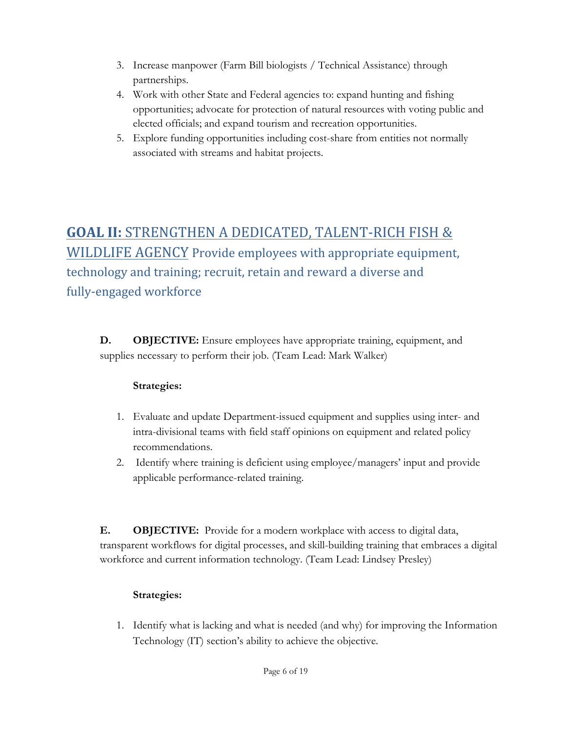3. Increase manpower (Farm Bill biologists / Technical Assistance) through partnerships.
4. Work with other State and Federal agencies to: expand hunting and fishing opportunities; advocate for protection of natural resources with voting public and elected officials; and expand tourism and recreation opportunities.
5. Explore funding opportunities including cost-share from entities not normally associated with streams and habitat projects.

## **GOAL II:** STRENGTHEN A DEDICATED, TALENT-RICH FISH & WILDLIFE AGENCY Provide employees with appropriate equipment, technology and training; recruit, retain and reward a diverse and fully-engaged workforce

**D. OBJECTIVE:** Ensure employees have appropriate training, equipment, and supplies necessary to perform their job. (Team Lead: Mark Walker)

**Strategies:**

1. Evaluate and update Department-issued equipment and supplies using inter- and intra-divisional teams with field staff opinions on equipment and related policy recommendations.
2. Identify where training is deficient using employee/managers' input and provide applicable performance-related training.

**E. OBJECTIVE:** Provide for a modern workplace with access to digital data, transparent workflows for digital processes, and skill-building training that embraces a digital workforce and current information technology. (Team Lead: Lindsey Presley)

**Strategies:**

1. Identify what is lacking and what is needed (and why) for improving the Information Technology (IT) section's ability to achieve the objective.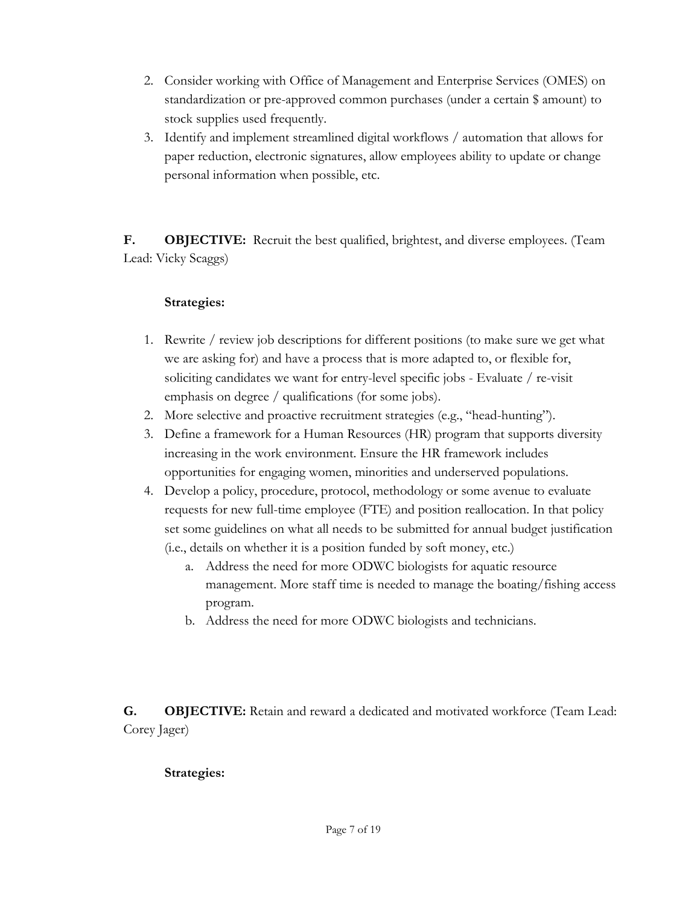2. Consider working with Office of Management and Enterprise Services (OMES) on standardization or pre-approved common purchases (under a certain $ amount) to stock supplies used frequently.
3. Identify and implement streamlined digital workflows / automation that allows for paper reduction, electronic signatures, allow employees ability to update or change personal information when possible, etc.

**F. OBJECTIVE:** Recruit the best qualified, brightest, and diverse employees. (Team Lead: Vicky Scaggs)

**Strategies:**

1. Rewrite / review job descriptions for different positions (to make sure we get what we are asking for) and have a process that is more adapted to, or flexible for, soliciting candidates we want for entry-level specific jobs - Evaluate / re-visit emphasis on degree / qualifications (for some jobs).
2. More selective and proactive recruitment strategies (e.g., "head-hunting").
3. Define a framework for a Human Resources (HR) program that supports diversity increasing in the work environment. Ensure the HR framework includes opportunities for engaging women, minorities and underserved populations.
4. Develop a policy, procedure, protocol, methodology or some avenue to evaluate requests for new full-time employee (FTE) and position reallocation. In that policy set some guidelines on what all needs to be submitted for annual budget justification (i.e., details on whether it is a position funded by soft money, etc.)
    a. Address the need for more ODWC biologists for aquatic resource management. More staff time is needed to manage the boating/fishing access program.
    b. Address the need for more ODWC biologists and technicians.

**G. OBJECTIVE:** Retain and reward a dedicated and motivated workforce (Team Lead: Corey Jager)

**Strategies:**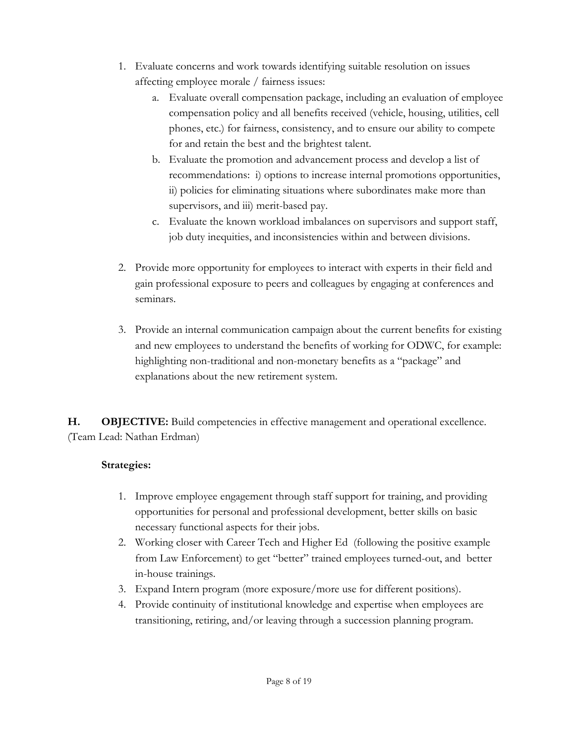1. Evaluate concerns and work towards identifying suitable resolution on issues affecting employee morale / fairness issues:
   a. Evaluate overall compensation package, including an evaluation of employee compensation policy and all benefits received (vehicle, housing, utilities, cell phones, etc.) for fairness, consistency, and to ensure our ability to compete for and retain the best and the brightest talent.
   b. Evaluate the promotion and advancement process and develop a list of recommendations: i) options to increase internal promotions opportunities, ii) policies for eliminating situations where subordinates make more than supervisors, and iii) merit-based pay.
   c. Evaluate the known workload imbalances on supervisors and support staff, job duty inequities, and inconsistencies within and between divisions.

2. Provide more opportunity for employees to interact with experts in their field and gain professional exposure to peers and colleagues by engaging at conferences and seminars.

3. Provide an internal communication campaign about the current benefits for existing and new employees to understand the benefits of working for ODWC, for example: highlighting non-traditional and non-monetary benefits as a "package" and explanations about the new retirement system.

**H. OBJECTIVE:** Build competencies in effective management and operational excellence. (Team Lead: Nathan Erdman)

**Strategies:**

1. Improve employee engagement through staff support for training, and providing opportunities for personal and professional development, better skills on basic necessary functional aspects for their jobs.
2. Working closer with Career Tech and Higher Ed (following the positive example from Law Enforcement) to get "better" trained employees turned-out, and better in-house trainings.
3. Expand Intern program (more exposure/more use for different positions).
4. Provide continuity of institutional knowledge and expertise when employees are transitioning, retiring, and/or leaving through a succession planning program.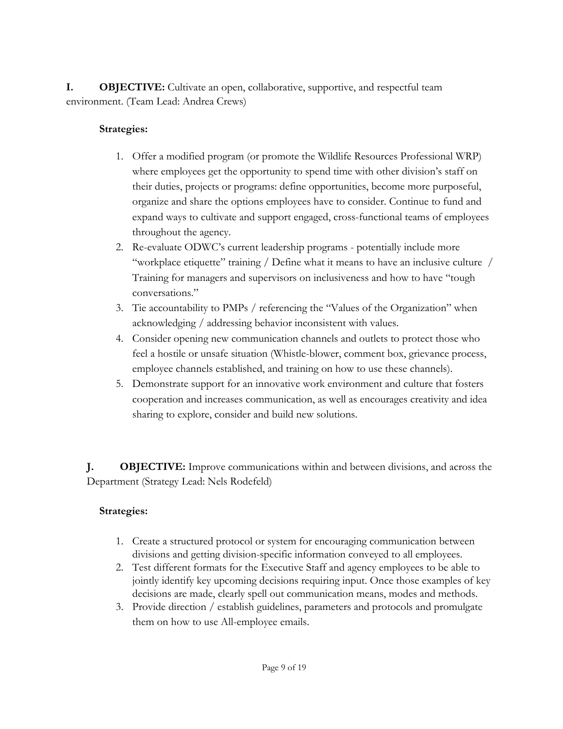**I. OBJECTIVE:** Cultivate an open, collaborative, supportive, and respectful team environment. (Team Lead: Andrea Crews)

**Strategies:**

1. Offer a modified program (or promote the Wildlife Resources Professional WRP) where employees get the opportunity to spend time with other division's staff on their duties, projects or programs: define opportunities, become more purposeful, organize and share the options employees have to consider. Continue to fund and expand ways to cultivate and support engaged, cross-functional teams of employees throughout the agency.
2. Re-evaluate ODWC's current leadership programs - potentially include more "workplace etiquette" training / Define what it means to have an inclusive culture / Training for managers and supervisors on inclusiveness and how to have "tough conversations."
3. Tie accountability to PMPs / referencing the "Values of the Organization" when acknowledging / addressing behavior inconsistent with values.
4. Consider opening new communication channels and outlets to protect those who feel a hostile or unsafe situation (Whistle-blower, comment box, grievance process, employee channels established, and training on how to use these channels).
5. Demonstrate support for an innovative work environment and culture that fosters cooperation and increases communication, as well as encourages creativity and idea sharing to explore, consider and build new solutions.

**J. OBJECTIVE:** Improve communications within and between divisions, and across the Department (Strategy Lead: Nels Rodefeld)

**Strategies:**

1. Create a structured protocol or system for encouraging communication between divisions and getting division-specific information conveyed to all employees.
2. Test different formats for the Executive Staff and agency employees to be able to jointly identify key upcoming decisions requiring input. Once those examples of key decisions are made, clearly spell out communication means, modes and methods.
3. Provide direction / establish guidelines, parameters and protocols and promulgate them on how to use All-employee emails.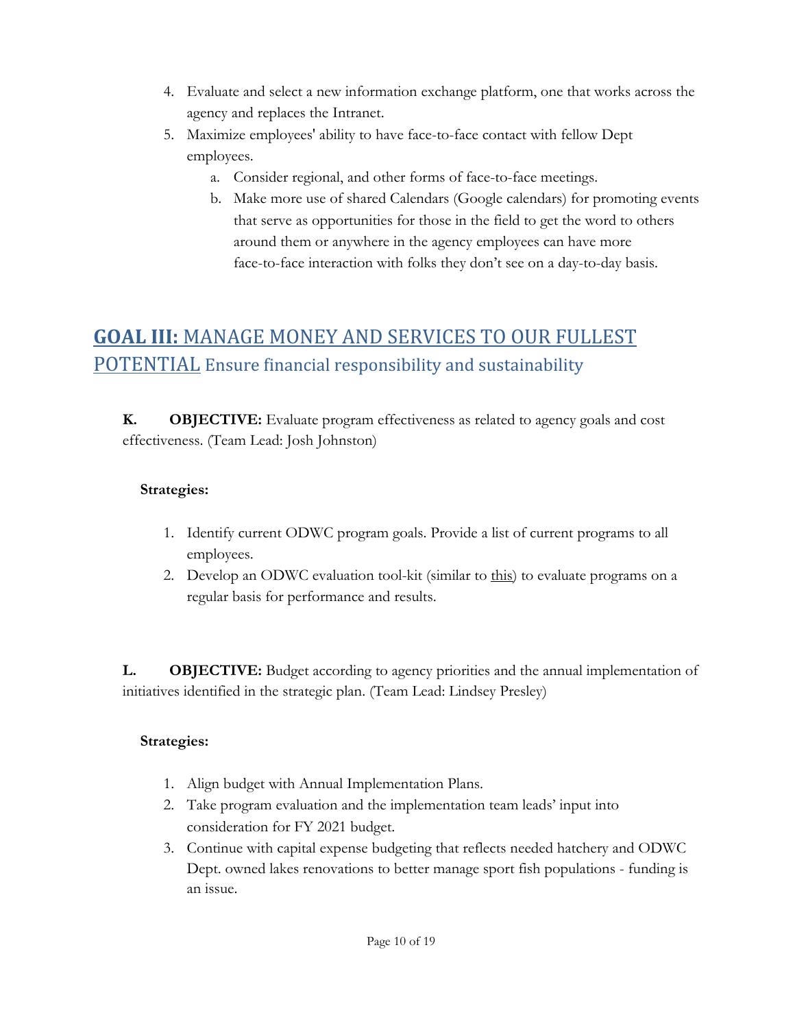4. Evaluate and select a new information exchange platform, one that works across the agency and replaces the Intranet.
5. Maximize employees' ability to have face-to-face contact with fellow Dept employees.
    a. Consider regional, and other forms of face-to-face meetings.
    b. Make more use of shared Calendars (Google calendars) for promoting events that serve as opportunities for those in the field to get the word to others around them or anywhere in the agency employees can have more face-to-face interaction with folks they don't see on a day-to-day basis.

## **GOAL III:** MANAGE MONEY AND SERVICES TO OUR FULLEST POTENTIAL Ensure financial responsibility and sustainability

**K. OBJECTIVE:** Evaluate program effectiveness as related to agency goals and cost effectiveness. (Team Lead: Josh Johnston)

**Strategies:**

1. Identify current ODWC program goals. Provide a list of current programs to all employees.
2. Develop an ODWC evaluation tool-kit (similar to this) to evaluate programs on a regular basis for performance and results.

**L. OBJECTIVE:** Budget according to agency priorities and the annual implementation of initiatives identified in the strategic plan. (Team Lead: Lindsey Presley)

**Strategies:**

1. Align budget with Annual Implementation Plans.
2. Take program evaluation and the implementation team leads' input into consideration for FY 2021 budget.
3. Continue with capital expense budgeting that reflects needed hatchery and ODWC Dept. owned lakes renovations to better manage sport fish populations - funding is an issue.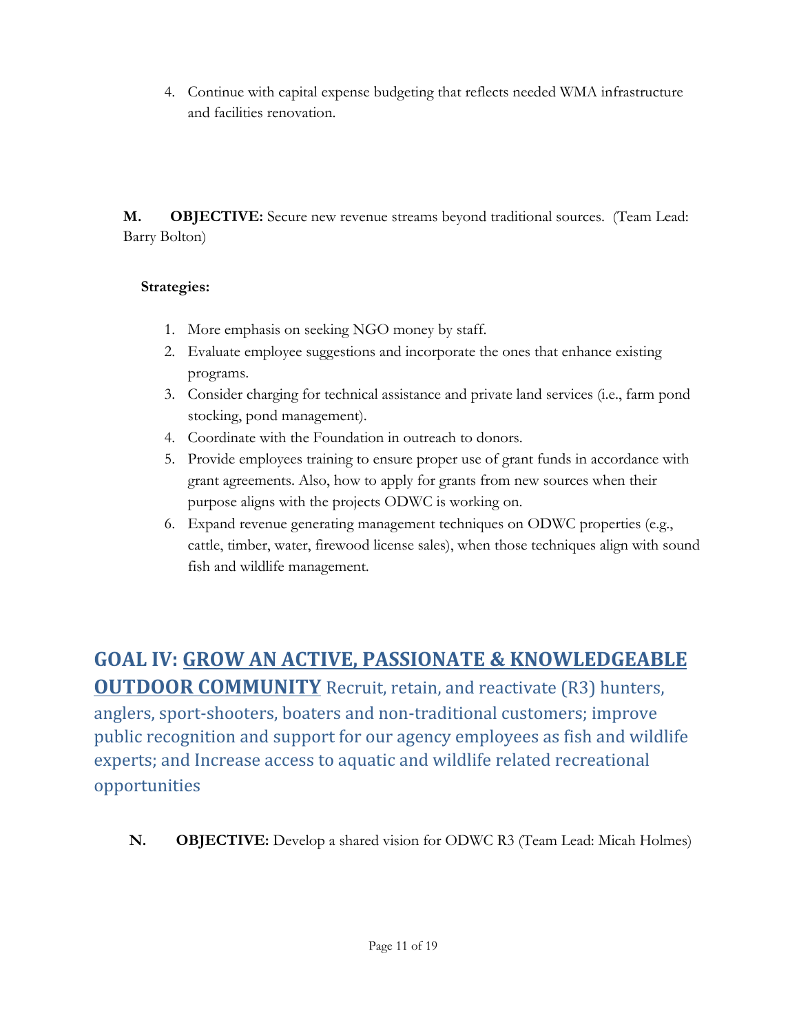4. Continue with capital expense budgeting that reflects needed WMA infrastructure and facilities renovation.

**M. OBJECTIVE:** Secure new revenue streams beyond traditional sources. (Team Lead: Barry Bolton)

**Strategies:**

1. More emphasis on seeking NGO money by staff.
2. Evaluate employee suggestions and incorporate the ones that enhance existing programs.
3. Consider charging for technical assistance and private land services (i.e., farm pond stocking, pond management).
4. Coordinate with the Foundation in outreach to donors.
5. Provide employees training to ensure proper use of grant funds in accordance with grant agreements. Also, how to apply for grants from new sources when their purpose aligns with the projects ODWC is working on.
6. Expand revenue generating management techniques on ODWC properties (e.g., cattle, timber, water, firewood license sales), when those techniques align with sound fish and wildlife management.

## GOAL IV: GROW AN ACTIVE, PASSIONATE & KNOWLEDGEABLE OUTDOOR COMMUNITY Recruit, retain, and reactivate (R3) hunters, anglers, sport-shooters, boaters and non-traditional customers; improve public recognition and support for our agency employees as fish and wildlife experts; and Increase access to aquatic and wildlife related recreational opportunities

**N. OBJECTIVE:** Develop a shared vision for ODWC R3 (Team Lead: Micah Holmes)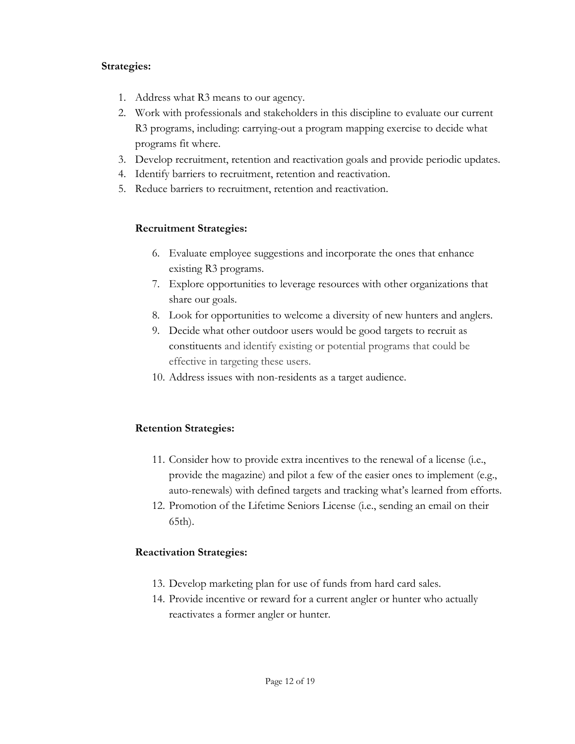**Strategies:**

1. Address what R3 means to our agency.
2. Work with professionals and stakeholders in this discipline to evaluate our current R3 programs, including: carrying-out a program mapping exercise to decide what programs fit where.
3. Develop recruitment, retention and reactivation goals and provide periodic updates.
4. Identify barriers to recruitment, retention and reactivation.
5. Reduce barriers to recruitment, retention and reactivation.

**Recruitment Strategies:**

6. Evaluate employee suggestions and incorporate the ones that enhance existing R3 programs.
7. Explore opportunities to leverage resources with other organizations that share our goals.
8. Look for opportunities to welcome a diversity of new hunters and anglers.
9. Decide what other outdoor users would be good targets to recruit as constituents and identify existing or potential programs that could be effective in targeting these users.
10. Address issues with non-residents as a target audience.

**Retention Strategies:**

11. Consider how to provide extra incentives to the renewal of a license (i.e., provide the magazine) and pilot a few of the easier ones to implement (e.g., auto-renewals) with defined targets and tracking what's learned from efforts.
12. Promotion of the Lifetime Seniors License (i.e., sending an email on their 65th).

**Reactivation Strategies:**

13. Develop marketing plan for use of funds from hard card sales.
14. Provide incentive or reward for a current angler or hunter who actually reactivates a former angler or hunter.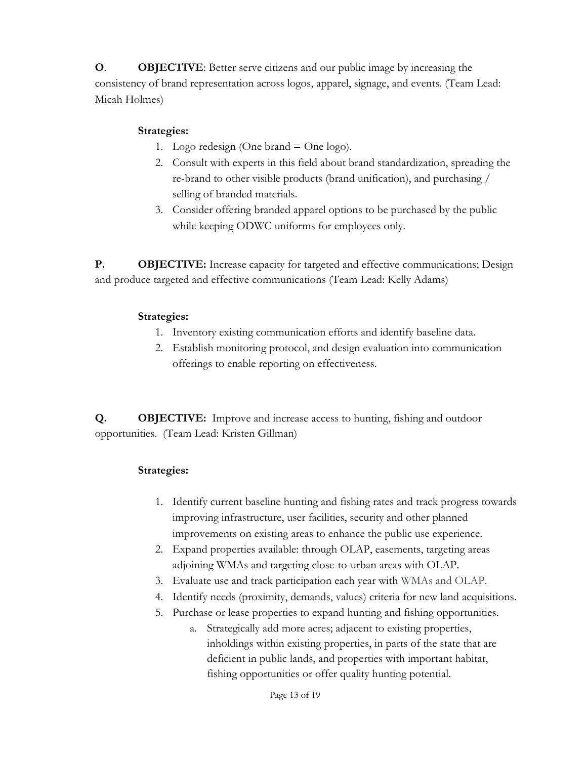**O**. **OBJECTIVE**: Better serve citizens and our public image by increasing the consistency of brand representation across logos, apparel, signage, and events. (Team Lead: Micah Holmes)

**Strategies:**

1. Logo redesign (One brand = One logo).
2. Consult with experts in this field about brand standardization, spreading the re-brand to other visible products (brand unification), and purchasing / selling of branded materials.
3. Consider offering branded apparel options to be purchased by the public while keeping ODWC uniforms for employees only.

**P.** **OBJECTIVE:** Increase capacity for targeted and effective communications; Design and produce targeted and effective communications (Team Lead: Kelly Adams)

**Strategies:**

1. Inventory existing communication efforts and identify baseline data.
2. Establish monitoring protocol, and design evaluation into communication offerings to enable reporting on effectiveness.

**Q.** **OBJECTIVE:** Improve and increase access to hunting, fishing and outdoor opportunities. (Team Lead: Kristen Gillman)

**Strategies:**

1. Identify current baseline hunting and fishing rates and track progress towards improving infrastructure, user facilities, security and other planned improvements on existing areas to enhance the public use experience.
2. Expand properties available: through OLAP, easements, targeting areas adjoining WMAs and targeting close-to-urban areas with OLAP.
3. Evaluate use and track participation each year with WMAs and OLAP.
4. Identify needs (proximity, demands, values) criteria for new land acquisitions.
5. Purchase or lease properties to expand hunting and fishing opportunities.
    a. Strategically add more acres; adjacent to existing properties, inholdings within existing properties, in parts of the state that are deficient in public lands, and properties with important habitat, fishing opportunities or offer quality hunting potential.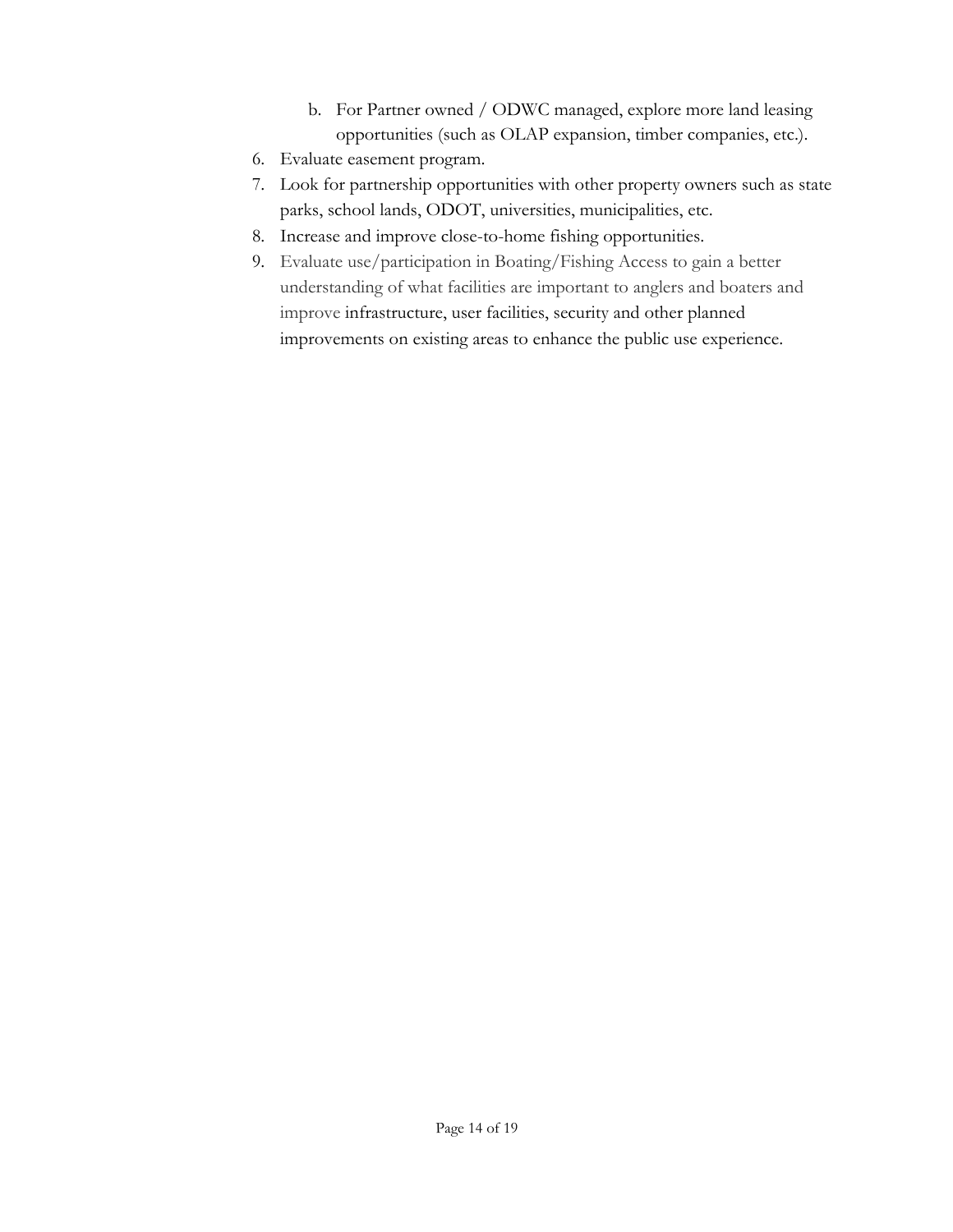b. For Partner owned / ODWC managed, explore more land leasing opportunities (such as OLAP expansion, timber companies, etc.).

6. Evaluate easement program.
7. Look for partnership opportunities with other property owners such as state parks, school lands, ODOT, universities, municipalities, etc.
8. Increase and improve close-to-home fishing opportunities.
9. Evaluate use/participation in Boating/Fishing Access to gain a better understanding of what facilities are important to anglers and boaters and improve infrastructure, user facilities, security and other planned improvements on existing areas to enhance the public use experience.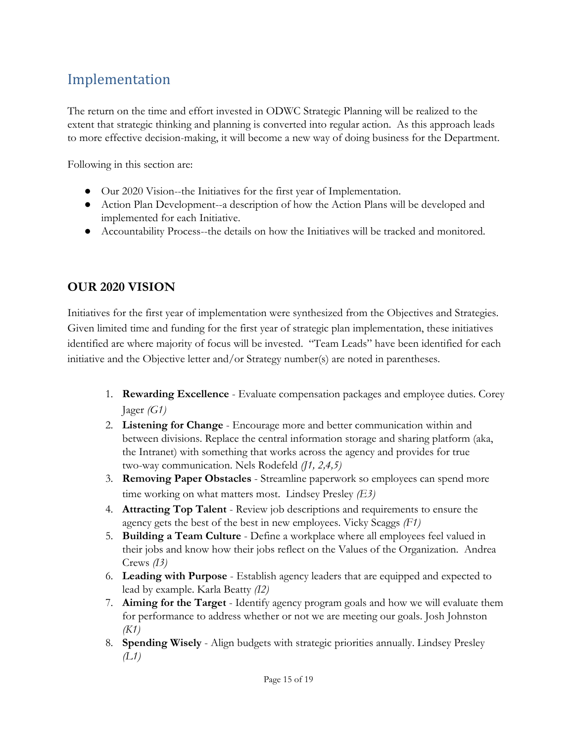# Implementation

The return on the time and effort invested in ODWC Strategic Planning will be realized to the extent that strategic thinking and planning is converted into regular action. As this approach leads to more effective decision-making, it will become a new way of doing business for the Department.

Following in this section are:

- Our 2020 Vision--the Initiatives for the first year of Implementation.
- Action Plan Development--a description of how the Action Plans will be developed and implemented for each Initiative.
- Accountability Process--the details on how the Initiatives will be tracked and monitored.

## OUR 2020 VISION

Initiatives for the first year of implementation were synthesized from the Objectives and Strategies. Given limited time and funding for the first year of strategic plan implementation, these initiatives identified are where majority of focus will be invested. "Team Leads" have been identified for each initiative and the Objective letter and/or Strategy number(s) are noted in parentheses.

1. **Rewarding Excellence** - Evaluate compensation packages and employee duties. Corey Jager *(G1)*
2. **Listening for Change** - Encourage more and better communication within and between divisions. Replace the central information storage and sharing platform (aka, the Intranet) with something that works across the agency and provides for true two-way communication. Nels Rodefeld *(J1, 2,4,5)*
3. **Removing Paper Obstacles** - Streamline paperwork so employees can spend more time working on what matters most. Lindsey Presley *(E3)*
4. **Attracting Top Talent** - Review job descriptions and requirements to ensure the agency gets the best of the best in new employees. Vicky Scaggs *(F1)*
5. **Building a Team Culture** - Define a workplace where all employees feel valued in their jobs and know how their jobs reflect on the Values of the Organization. Andrea Crews *(I3)*
6. **Leading with Purpose** - Establish agency leaders that are equipped and expected to lead by example. Karla Beatty *(I2)*
7. **Aiming for the Target** - Identify agency program goals and how we will evaluate them for performance to address whether or not we are meeting our goals. Josh Johnston *(K1)*
8. **Spending Wisely** - Align budgets with strategic priorities annually. Lindsey Presley *(L1)*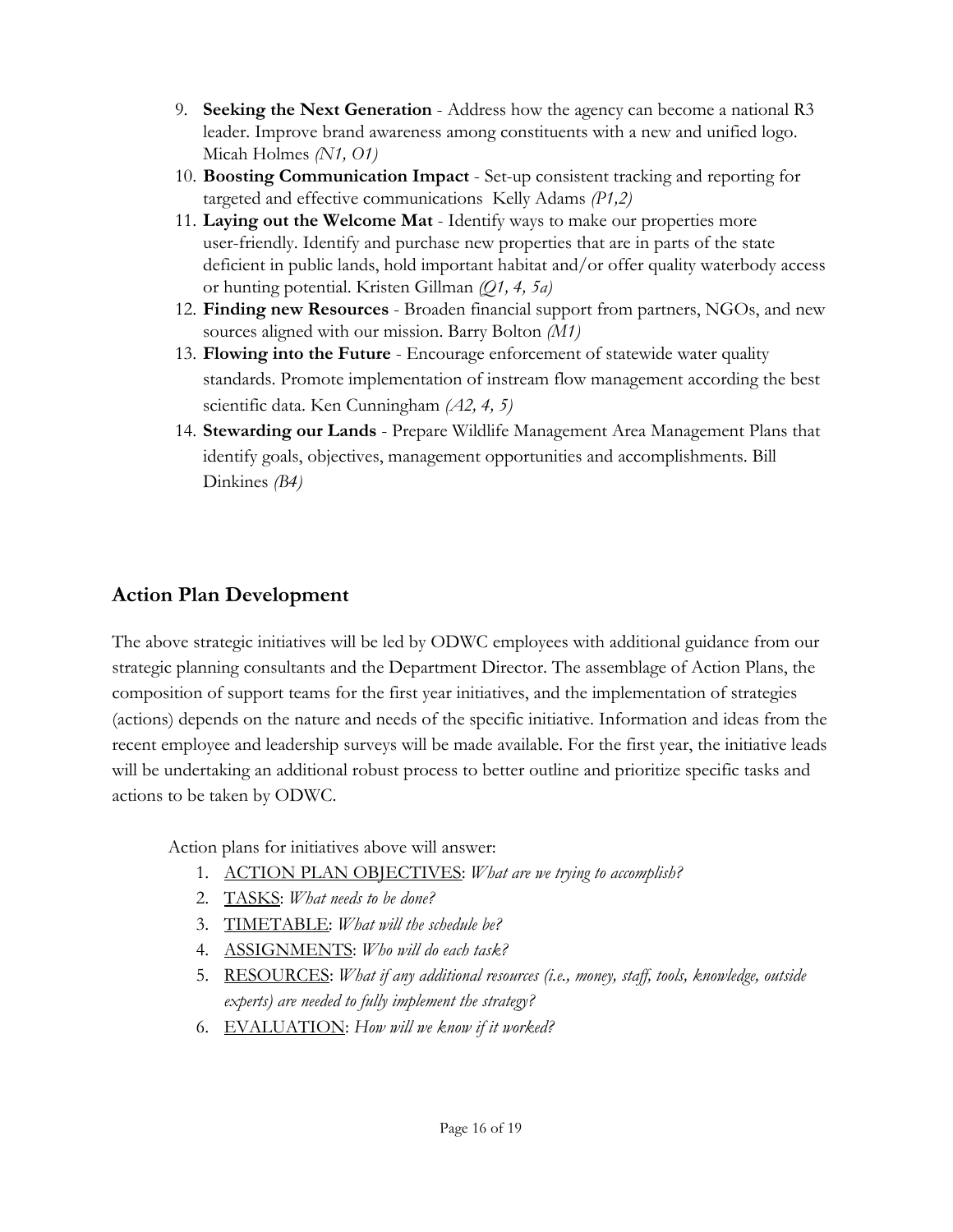9. **Seeking the Next Generation** - Address how the agency can become a national R3 leader. Improve brand awareness among constituents with a new and unified logo. Micah Holmes *(N1, O1)*
10. **Boosting Communication Impact** - Set-up consistent tracking and reporting for targeted and effective communications Kelly Adams *(P1,2)*
11. **Laying out the Welcome Mat** - Identify ways to make our properties more user-friendly. Identify and purchase new properties that are in parts of the state deficient in public lands, hold important habitat and/or offer quality waterbody access or hunting potential. Kristen Gillman *(Q1, 4, 5a)*
12. **Finding new Resources** - Broaden financial support from partners, NGOs, and new sources aligned with our mission. Barry Bolton *(M1)*
13. **Flowing into the Future** - Encourage enforcement of statewide water quality standards. Promote implementation of instream flow management according the best scientific data. Ken Cunningham *(A2, 4, 5)*
14. **Stewarding our Lands** - Prepare Wildlife Management Area Management Plans that identify goals, objectives, management opportunities and accomplishments. Bill Dinkines *(B4)*

## Action Plan Development

The above strategic initiatives will be led by ODWC employees with additional guidance from our strategic planning consultants and the Department Director. The assemblage of Action Plans, the composition of support teams for the first year initiatives, and the implementation of strategies (actions) depends on the nature and needs of the specific initiative. Information and ideas from the recent employee and leadership surveys will be made available. For the first year, the initiative leads will be undertaking an additional robust process to better outline and prioritize specific tasks and actions to be taken by ODWC.

Action plans for initiatives above will answer:

1. <u>ACTION PLAN OBJECTIVES</u>: *What are we trying to accomplish?*
2. <u>TASKS</u>: *What needs to be done?*
3. <u>TIMETABLE</u>: *What will the schedule be?*
4. <u>ASSIGNMENTS</u>: *Who will do each task?*
5. <u>RESOURCES</u>: *What if any additional resources (i.e., money, staff, tools, knowledge, outside experts) are needed to fully implement the strategy?*
6. <u>EVALUATION</u>: *How will we know if it worked?*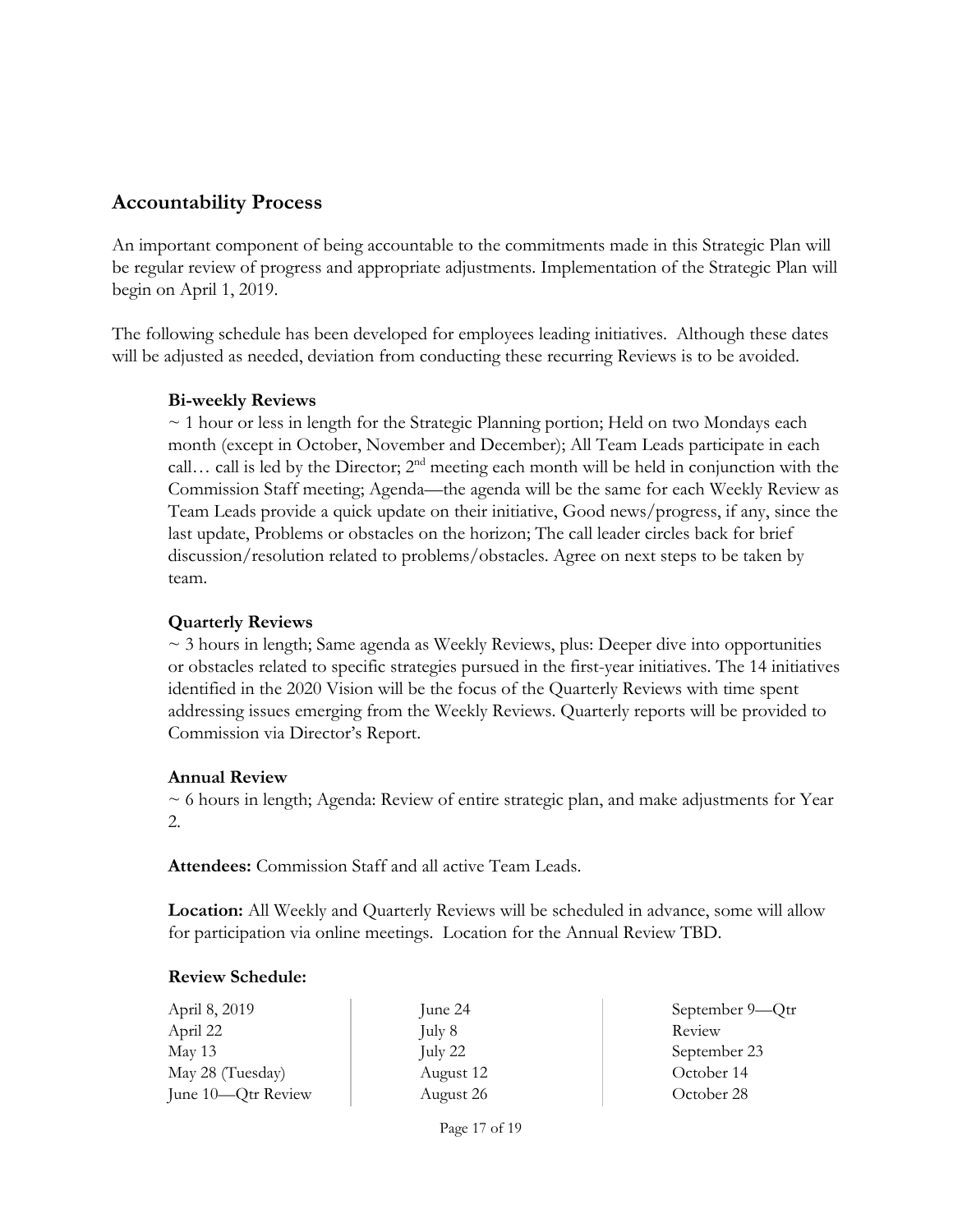## Accountability Process

An important component of being accountable to the commitments made in this Strategic Plan will be regular review of progress and appropriate adjustments. Implementation of the Strategic Plan will begin on April 1, 2019.

The following schedule has been developed for employees leading initiatives. Although these dates will be adjusted as needed, deviation from conducting these recurring Reviews is to be avoided.

**Bi-weekly Reviews**

~ 1 hour or less in length for the Strategic Planning portion; Held on two Mondays each month (except in October, November and December); All Team Leads participate in each call… call is led by the Director; 2nd meeting each month will be held in conjunction with the Commission Staff meeting; Agenda—the agenda will be the same for each Weekly Review as Team Leads provide a quick update on their initiative, Good news/progress, if any, since the last update, Problems or obstacles on the horizon; The call leader circles back for brief discussion/resolution related to problems/obstacles. Agree on next steps to be taken by team.

**Quarterly Reviews**

~ 3 hours in length; Same agenda as Weekly Reviews, plus: Deeper dive into opportunities or obstacles related to specific strategies pursued in the first-year initiatives. The 14 initiatives identified in the 2020 Vision will be the focus of the Quarterly Reviews with time spent addressing issues emerging from the Weekly Reviews. Quarterly reports will be provided to Commission via Director's Report.

**Annual Review**

~ 6 hours in length; Agenda: Review of entire strategic plan, and make adjustments for Year 2.

**Attendees:** Commission Staff and all active Team Leads.

**Location:** All Weekly and Quarterly Reviews will be scheduled in advance, some will allow for participation via online meetings. Location for the Annual Review TBD.

**Review Schedule:**

April 8, 2019
April 22
May 13
May 28 (Tuesday)
June 10—Qtr Review
June 24
July 8
July 22
August 12
August 26
September 9—Qtr Review
September 23
October 14
October 28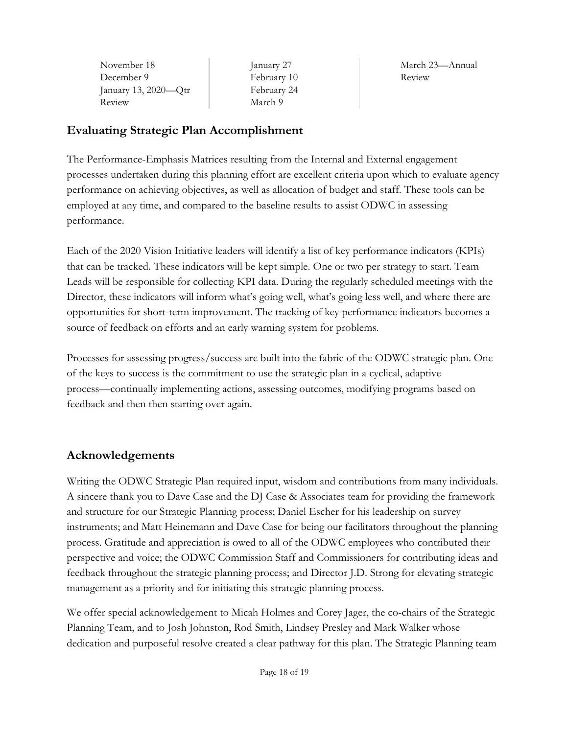| | | |
|---|---|---|
| November 18<br>December 9<br>January 13, 2020—Qtr Review | January 27<br>February 10<br>February 24<br>March 9 | March 23—Annual Review |

## Evaluating Strategic Plan Accomplishment

The Performance-Emphasis Matrices resulting from the Internal and External engagement processes undertaken during this planning effort are excellent criteria upon which to evaluate agency performance on achieving objectives, as well as allocation of budget and staff. These tools can be employed at any time, and compared to the baseline results to assist ODWC in assessing performance.

Each of the 2020 Vision Initiative leaders will identify a list of key performance indicators (KPIs) that can be tracked. These indicators will be kept simple. One or two per strategy to start. Team Leads will be responsible for collecting KPI data. During the regularly scheduled meetings with the Director, these indicators will inform what's going well, what's going less well, and where there are opportunities for short-term improvement. The tracking of key performance indicators becomes a source of feedback on efforts and an early warning system for problems.

Processes for assessing progress/success are built into the fabric of the ODWC strategic plan. One of the keys to success is the commitment to use the strategic plan in a cyclical, adaptive process—continually implementing actions, assessing outcomes, modifying programs based on feedback and then then starting over again.

## Acknowledgements

Writing the ODWC Strategic Plan required input, wisdom and contributions from many individuals. A sincere thank you to Dave Case and the DJ Case & Associates team for providing the framework and structure for our Strategic Planning process; Daniel Escher for his leadership on survey instruments; and Matt Heinemann and Dave Case for being our facilitators throughout the planning process. Gratitude and appreciation is owed to all of the ODWC employees who contributed their perspective and voice; the ODWC Commission Staff and Commissioners for contributing ideas and feedback throughout the strategic planning process; and Director J.D. Strong for elevating strategic management as a priority and for initiating this strategic planning process.

We offer special acknowledgement to Micah Holmes and Corey Jager, the co-chairs of the Strategic Planning Team, and to Josh Johnston, Rod Smith, Lindsey Presley and Mark Walker whose dedication and purposeful resolve created a clear pathway for this plan. The Strategic Planning team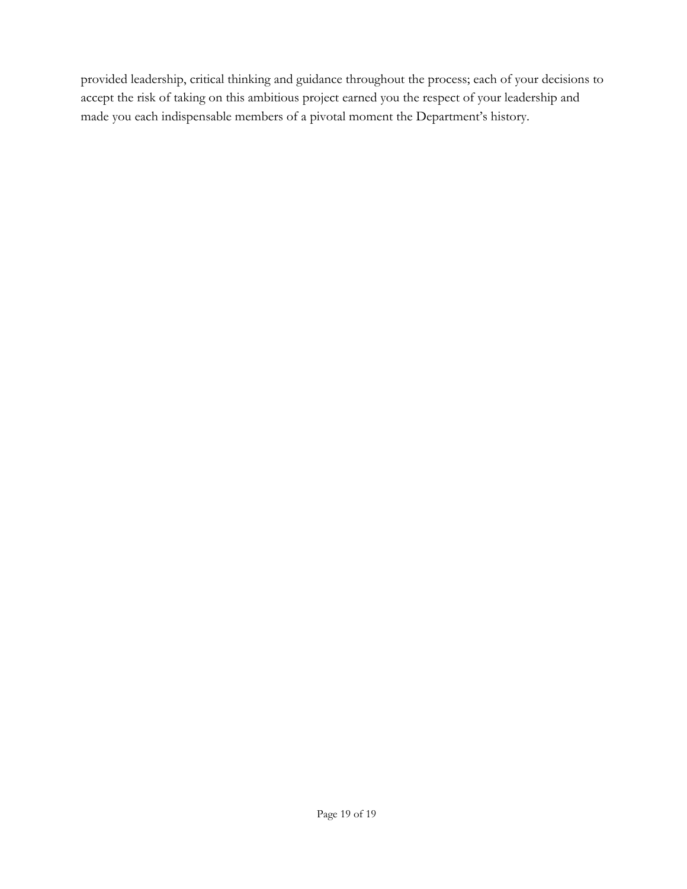provided leadership, critical thinking and guidance throughout the process; each of your decisions to accept the risk of taking on this ambitious project earned you the respect of your leadership and made you each indispensable members of a pivotal moment the Department's history.